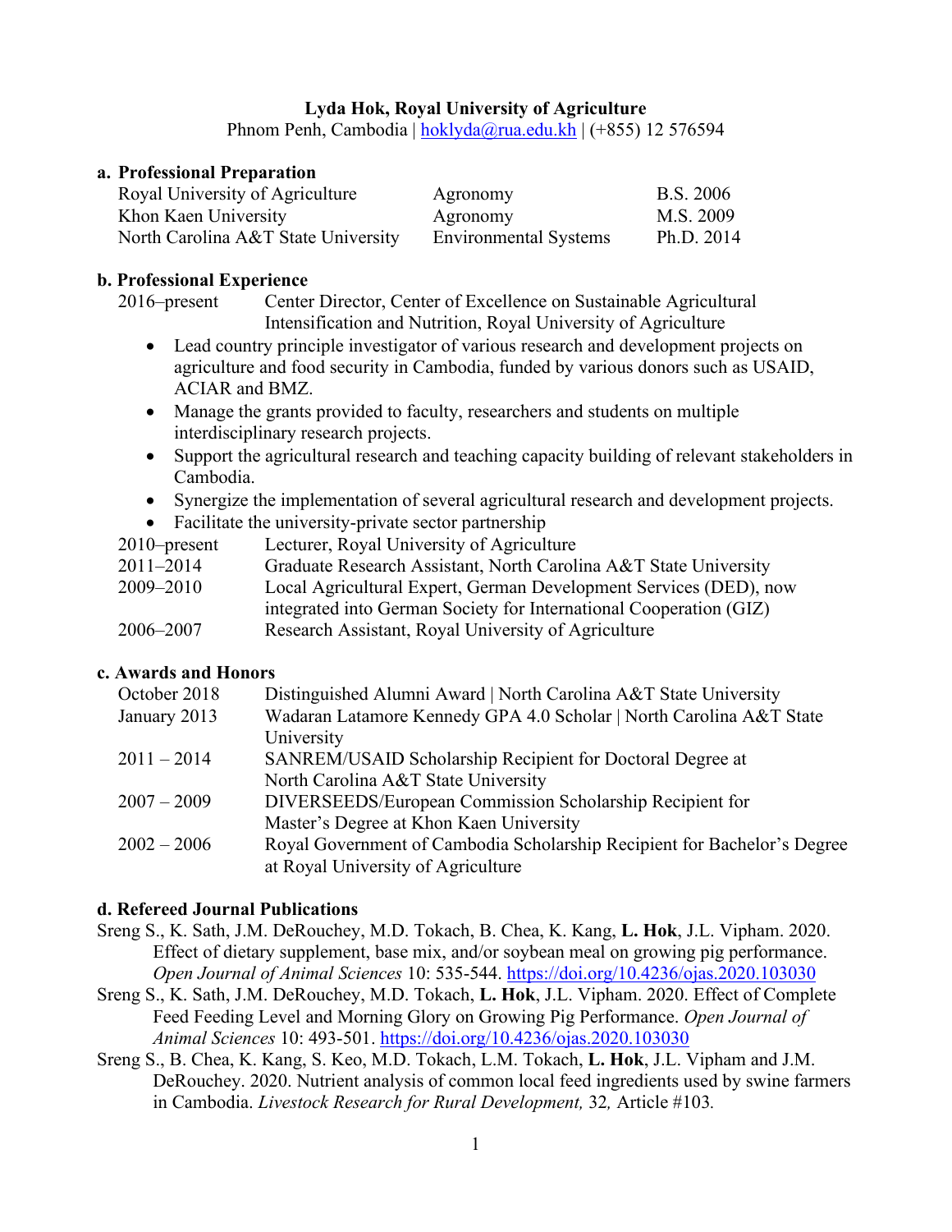**Lyda Hok, Royal University of Agriculture**

Phnom Penh, Cambodia | hoklyda@rua.edu.kh | (+855) 12 576594

## a. Professional Preparation

| | | |
|---|---|---|
| Royal University of Agriculture | Agronomy | B.S. 2006 |
| Khon Kaen University | Agronomy | M.S. 2009 |
| North Carolina A&T State University | Environmental Systems | Ph.D. 2014 |

## b. Professional Experience

2016–present Center Director, Center of Excellence on Sustainable Agricultural Intensification and Nutrition, Royal University of Agriculture

- Lead country principle investigator of various research and development projects on agriculture and food security in Cambodia, funded by various donors such as USAID, ACIAR and BMZ.
- Manage the grants provided to faculty, researchers and students on multiple interdisciplinary research projects.
- Support the agricultural research and teaching capacity building of relevant stakeholders in Cambodia.
- Synergize the implementation of several agricultural research and development projects.
- Facilitate the university-private sector partnership

2010–present Lecturer, Royal University of Agriculture

2011–2014 Graduate Research Assistant, North Carolina A&T State University

2009–2010 Local Agricultural Expert, German Development Services (DED), now integrated into German Society for International Cooperation (GIZ)

2006–2007 Research Assistant, Royal University of Agriculture

## c. Awards and Honors

October 2018 Distinguished Alumni Award | North Carolina A&T State University

January 2013 Wadaran Latamore Kennedy GPA 4.0 Scholar | North Carolina A&T State University

2011 – 2014 SANREM/USAID Scholarship Recipient for Doctoral Degree at North Carolina A&T State University

2007 – 2009 DIVERSEEDS/European Commission Scholarship Recipient for Master's Degree at Khon Kaen University

2002 – 2006 Royal Government of Cambodia Scholarship Recipient for Bachelor's Degree at Royal University of Agriculture

## d. Refereed Journal Publications

Sreng S., K. Sath, J.M. DeRouchey, M.D. Tokach, B. Chea, K. Kang, **L. Hok**, J.L. Vipham. 2020. Effect of dietary supplement, base mix, and/or soybean meal on growing pig performance. *Open Journal of Animal Sciences* 10: 535-544. https://doi.org/10.4236/ojas.2020.103030

Sreng S., K. Sath, J.M. DeRouchey, M.D. Tokach, **L. Hok**, J.L. Vipham. 2020. Effect of Complete Feed Feeding Level and Morning Glory on Growing Pig Performance. *Open Journal of Animal Sciences* 10: 493-501. https://doi.org/10.4236/ojas.2020.103030

Sreng S., B. Chea, K. Kang, S. Keo, M.D. Tokach, L.M. Tokach, **L. Hok**, J.L. Vipham and J.M. DeRouchey. 2020. Nutrient analysis of common local feed ingredients used by swine farmers in Cambodia. *Livestock Research for Rural Development,* 32*,* Article #103*.*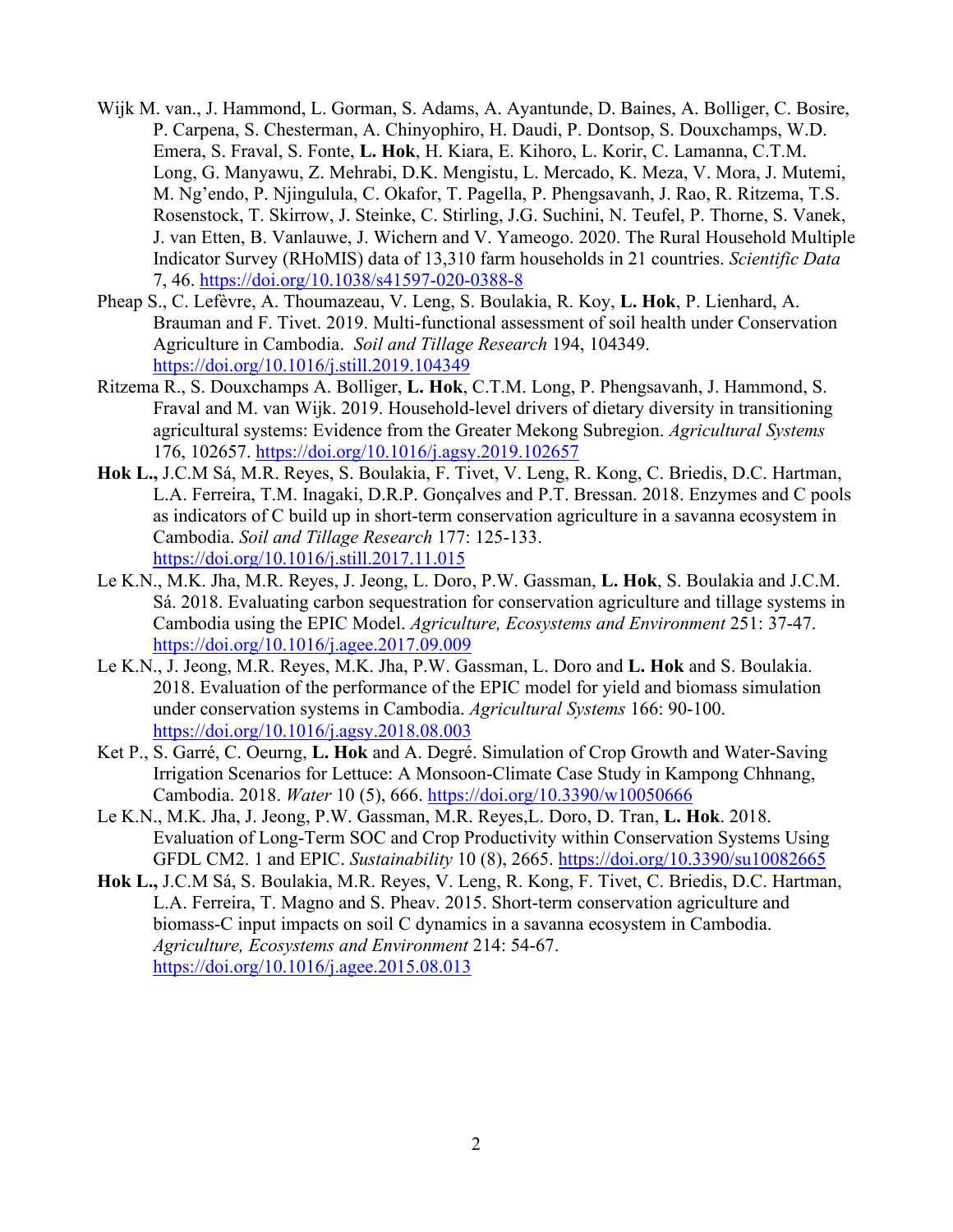Wijk M. van., J. Hammond, L. Gorman, S. Adams, A. Ayantunde, D. Baines, A. Bolliger, C. Bosire, P. Carpena, S. Chesterman, A. Chinyophiro, H. Daudi, P. Dontsop, S. Douxchamps, W.D. Emera, S. Fraval, S. Fonte, **L. Hok**, H. Kiara, E. Kihoro, L. Korir, C. Lamanna, C.T.M. Long, G. Manyawu, Z. Mehrabi, D.K. Mengistu, L. Mercado, K. Meza, V. Mora, J. Mutemi, M. Ng'endo, P. Njingulula, C. Okafor, T. Pagella, P. Phengsavanh, J. Rao, R. Ritzema, T.S. Rosenstock, T. Skirrow, J. Steinke, C. Stirling, J.G. Suchini, N. Teufel, P. Thorne, S. Vanek, J. van Etten, B. Vanlauwe, J. Wichern and V. Yameogo. 2020. The Rural Household Multiple Indicator Survey (RHoMIS) data of 13,310 farm households in 21 countries. *Scientific Data* 7, 46. https://doi.org/10.1038/s41597-020-0388-8

Pheap S., C. Lefèvre, A. Thoumazeau, V. Leng, S. Boulakia, R. Koy, **L. Hok**, P. Lienhard, A. Brauman and F. Tivet. 2019. Multi-functional assessment of soil health under Conservation Agriculture in Cambodia. *Soil and Tillage Research* 194, 104349. https://doi.org/10.1016/j.still.2019.104349

Ritzema R., S. Douxchamps A. Bolliger, **L. Hok**, C.T.M. Long, P. Phengsavanh, J. Hammond, S. Fraval and M. van Wijk. 2019. Household-level drivers of dietary diversity in transitioning agricultural systems: Evidence from the Greater Mekong Subregion. *Agricultural Systems* 176, 102657. https://doi.org/10.1016/j.agsy.2019.102657

**Hok L.,** J.C.M Sá, M.R. Reyes, S. Boulakia, F. Tivet, V. Leng, R. Kong, C. Briedis, D.C. Hartman, L.A. Ferreira, T.M. Inagaki, D.R.P. Gonçalves and P.T. Bressan. 2018. Enzymes and C pools as indicators of C build up in short-term conservation agriculture in a savanna ecosystem in Cambodia. *Soil and Tillage Research* 177: 125-133. https://doi.org/10.1016/j.still.2017.11.015

Le K.N., M.K. Jha, M.R. Reyes, J. Jeong, L. Doro, P.W. Gassman, **L. Hok**, S. Boulakia and J.C.M. Sá. 2018. Evaluating carbon sequestration for conservation agriculture and tillage systems in Cambodia using the EPIC Model. *Agriculture, Ecosystems and Environment* 251: 37-47. https://doi.org/10.1016/j.agee.2017.09.009

Le K.N., J. Jeong, M.R. Reyes, M.K. Jha, P.W. Gassman, L. Doro and **L. Hok** and S. Boulakia. 2018. Evaluation of the performance of the EPIC model for yield and biomass simulation under conservation systems in Cambodia. *Agricultural Systems* 166: 90-100. https://doi.org/10.1016/j.agsy.2018.08.003

Ket P., S. Garré, C. Oeurng, **L. Hok** and A. Degré. Simulation of Crop Growth and Water-Saving Irrigation Scenarios for Lettuce: A Monsoon-Climate Case Study in Kampong Chhnang, Cambodia. 2018. *Water* 10 (5), 666. https://doi.org/10.3390/w10050666

Le K.N., M.K. Jha, J. Jeong, P.W. Gassman, M.R. Reyes,L. Doro, D. Tran, **L. Hok**. 2018. Evaluation of Long-Term SOC and Crop Productivity within Conservation Systems Using GFDL CM2. 1 and EPIC. *Sustainability* 10 (8), 2665. https://doi.org/10.3390/su10082665

**Hok L.,** J.C.M Sá, S. Boulakia, M.R. Reyes, V. Leng, R. Kong, F. Tivet, C. Briedis, D.C. Hartman, L.A. Ferreira, T. Magno and S. Pheav. 2015. Short-term conservation agriculture and biomass-C input impacts on soil C dynamics in a savanna ecosystem in Cambodia. *Agriculture, Ecosystems and Environment* 214: 54-67. https://doi.org/10.1016/j.agee.2015.08.013